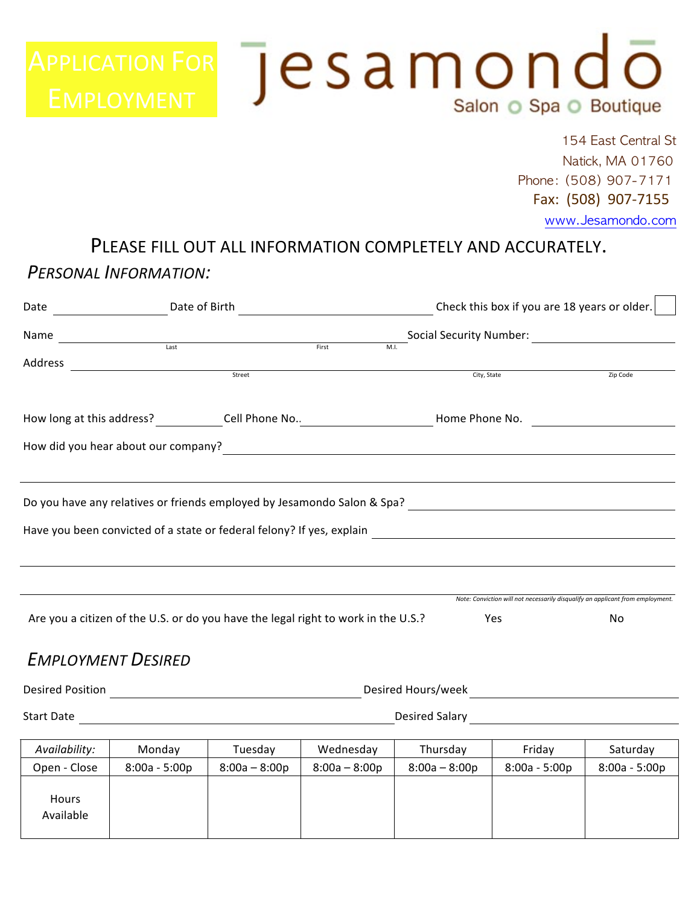# Application For Employment

**Jesamondo**
Salon ○ Spa ○ Boutique

154 East Central St
Natick, MA 01760
Phone: (508) 907-7171
Fax: (508) 907-7155
www.Jesamondo.com

## PLEASE FILL OUT ALL INFORMATION COMPLETELY AND ACCURATELY.

### *PERSONAL INFORMATION:*

Date ____________ Date of Birth ______________________ Check this box if you are 18 years or older. ☐

Name ______________________________________ Social Security Number: ________________
Last First M.I.

Address ____________________________________________________________________
Street City, State Zip Code

How long at this address? ________ Cell Phone No.. ______________ Home Phone No. ______________

How did you hear about our company? ________________________________________________

_____________________________________________________________________________

Do you have any relatives or friends employed by Jesamondo Salon & Spa? ____________________

Have you been convicted of a state or federal felony? If yes, explain ____________________________

_____________________________________________________________________________

_____________________________________________________________________________

*Note: Conviction will not necessarily disqualify an applicant from employment.*

Are you a citizen of the U.S. or do you have the legal right to work in the U.S.? Yes No

### *EMPLOYMENT DESIRED*

Desired Position ______________________________ Desired Hours/week ______________________

Start Date ___________________________________ Desired Salary __________________________

| *Availability:* | Monday | Tuesday | Wednesday | Thursday | Friday | Saturday |
|---|---|---|---|---|---|---|
| Open - Close | 8:00a - 5:00p | 8:00a – 8:00p | 8:00a – 8:00p | 8:00a – 8:00p | 8:00a - 5:00p | 8:00a - 5:00p |
| Hours Available | | | | | | |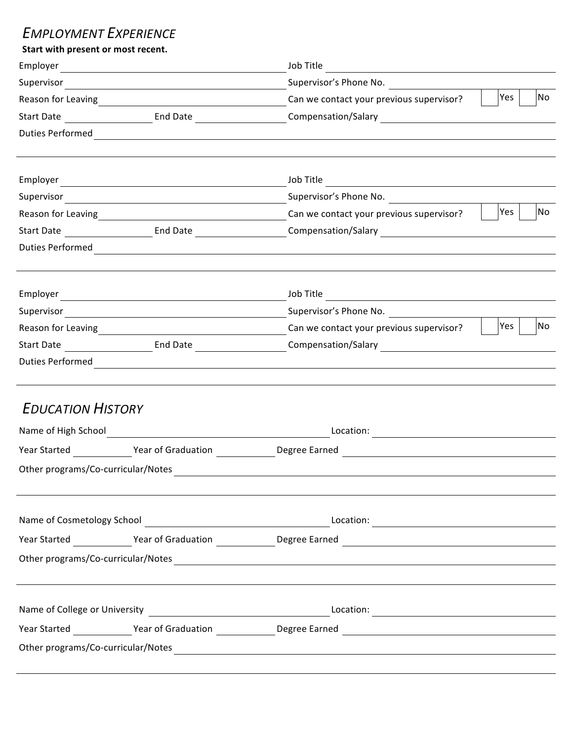## Employment Experience

**Start with present or most recent.**

Employer ____________________ Job Title ____________________

Supervisor ____________________ Supervisor's Phone No. ____________________

Reason for Leaving ____________________ Can we contact your previous supervisor? ☐ Yes ☐ No

Start Date __________ End Date __________ Compensation/Salary ____________________

Duties Performed ________________________________________

________________________________________

Employer ____________________ Job Title ____________________

Supervisor ____________________ Supervisor's Phone No. ____________________

Reason for Leaving ____________________ Can we contact your previous supervisor? ☐ Yes ☐ No

Start Date __________ End Date __________ Compensation/Salary ____________________

Duties Performed ________________________________________

________________________________________

Employer ____________________ Job Title ____________________

Supervisor ____________________ Supervisor's Phone No. ____________________

Reason for Leaving ____________________ Can we contact your previous supervisor? ☐ Yes ☐ No

Start Date __________ End Date __________ Compensation/Salary ____________________

Duties Performed ________________________________________

________________________________________

## Education History

Name of High School ____________________ Location: ____________________

Year Started __________ Year of Graduation __________ Degree Earned ____________________

Other programs/Co-curricular/Notes ________________________________________

________________________________________

Name of Cosmetology School ____________________ Location: ____________________

Year Started __________ Year of Graduation __________ Degree Earned ____________________

Other programs/Co-curricular/Notes ________________________________________

________________________________________

Name of College or University ____________________ Location: ____________________

Year Started __________ Year of Graduation __________ Degree Earned ____________________

Other programs/Co-curricular/Notes ________________________________________

________________________________________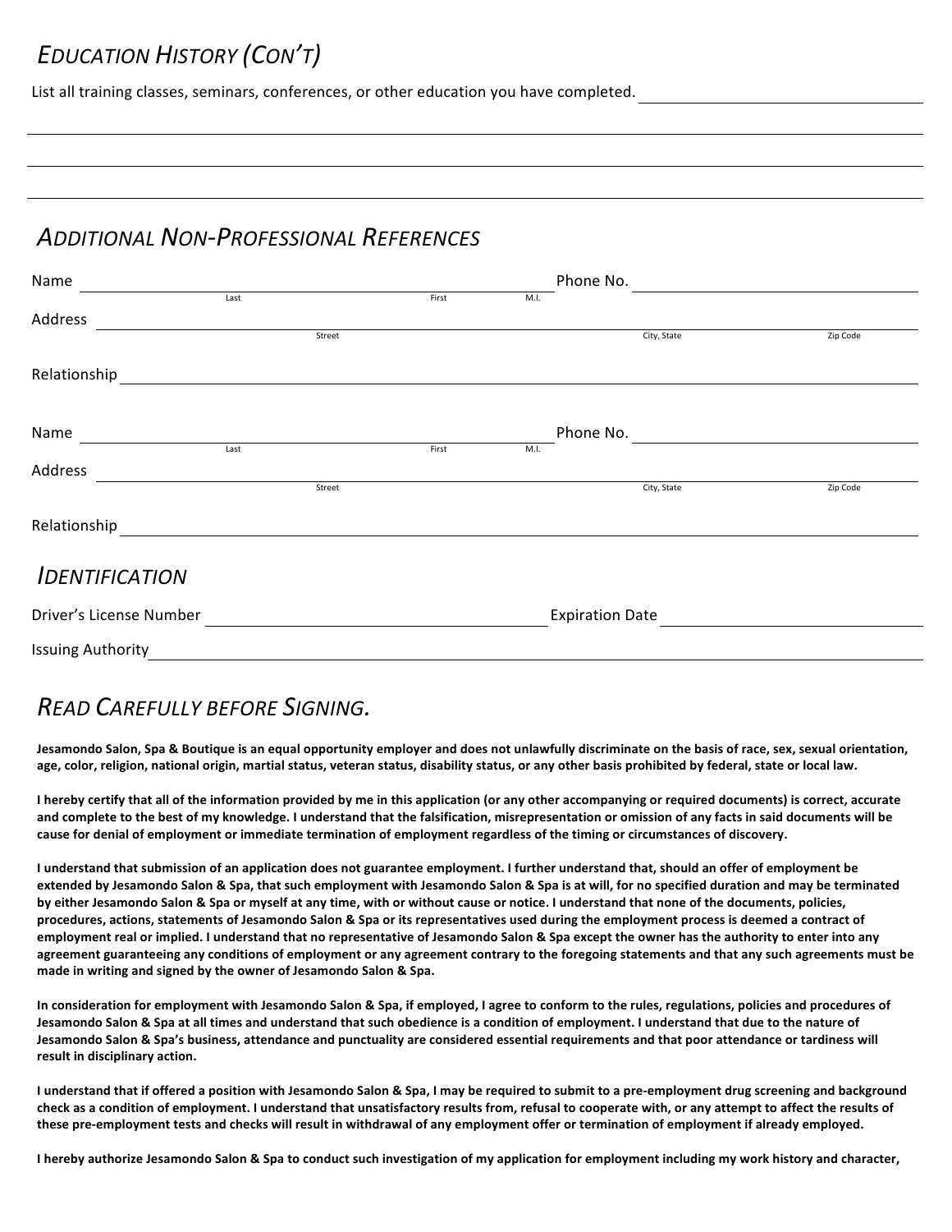## EDUCATION HISTORY (CON'T)

List all training classes, seminars, conferences, or other education you have completed. ____________________

________________________________________________________________________________

________________________________________________________________________________

________________________________________________________________________________

## ADDITIONAL NON-PROFESSIONAL REFERENCES

Name ____________________ Phone No. ____________________
Last First M.I.

Address ____________________
Street City, State Zip Code

Relationship ____________________

Name ____________________ Phone No. ____________________
Last First M.I.

Address ____________________
Street City, State Zip Code

Relationship ____________________

## IDENTIFICATION

Driver's License Number ____________________ Expiration Date ____________________

Issuing Authority ____________________

## READ CAREFULLY BEFORE SIGNING.

**Jesamondo Salon, Spa & Boutique is an equal opportunity employer and does not unlawfully discriminate on the basis of race, sex, sexual orientation, age, color, religion, national origin, martial status, veteran status, disability status, or any other basis prohibited by federal, state or local law.**

**I hereby certify that all of the information provided by me in this application (or any other accompanying or required documents) is correct, accurate and complete to the best of my knowledge. I understand that the falsification, misrepresentation or omission of any facts in said documents will be cause for denial of employment or immediate termination of employment regardless of the timing or circumstances of discovery.**

**I understand that submission of an application does not guarantee employment. I further understand that, should an offer of employment be extended by Jesamondo Salon & Spa, that such employment with Jesamondo Salon & Spa is at will, for no specified duration and may be terminated by either Jesamondo Salon & Spa or myself at any time, with or without cause or notice. I understand that none of the documents, policies, procedures, actions, statements of Jesamondo Salon & Spa or its representatives used during the employment process is deemed a contract of employment real or implied. I understand that no representative of Jesamondo Salon & Spa except the owner has the authority to enter into any agreement guaranteeing any conditions of employment or any agreement contrary to the foregoing statements and that any such agreements must be made in writing and signed by the owner of Jesamondo Salon & Spa.**

**In consideration for employment with Jesamondo Salon & Spa, if employed, I agree to conform to the rules, regulations, policies and procedures of Jesamondo Salon & Spa at all times and understand that such obedience is a condition of employment. I understand that due to the nature of Jesamondo Salon & Spa's business, attendance and punctuality are considered essential requirements and that poor attendance or tardiness will result in disciplinary action.**

**I understand that if offered a position with Jesamondo Salon & Spa, I may be required to submit to a pre-employment drug screening and background check as a condition of employment. I understand that unsatisfactory results from, refusal to cooperate with, or any attempt to affect the results of these pre-employment tests and checks will result in withdrawal of any employment offer or termination of employment if already employed.**

**I hereby authorize Jesamondo Salon & Spa to conduct such investigation of my application for employment including my work history and character,**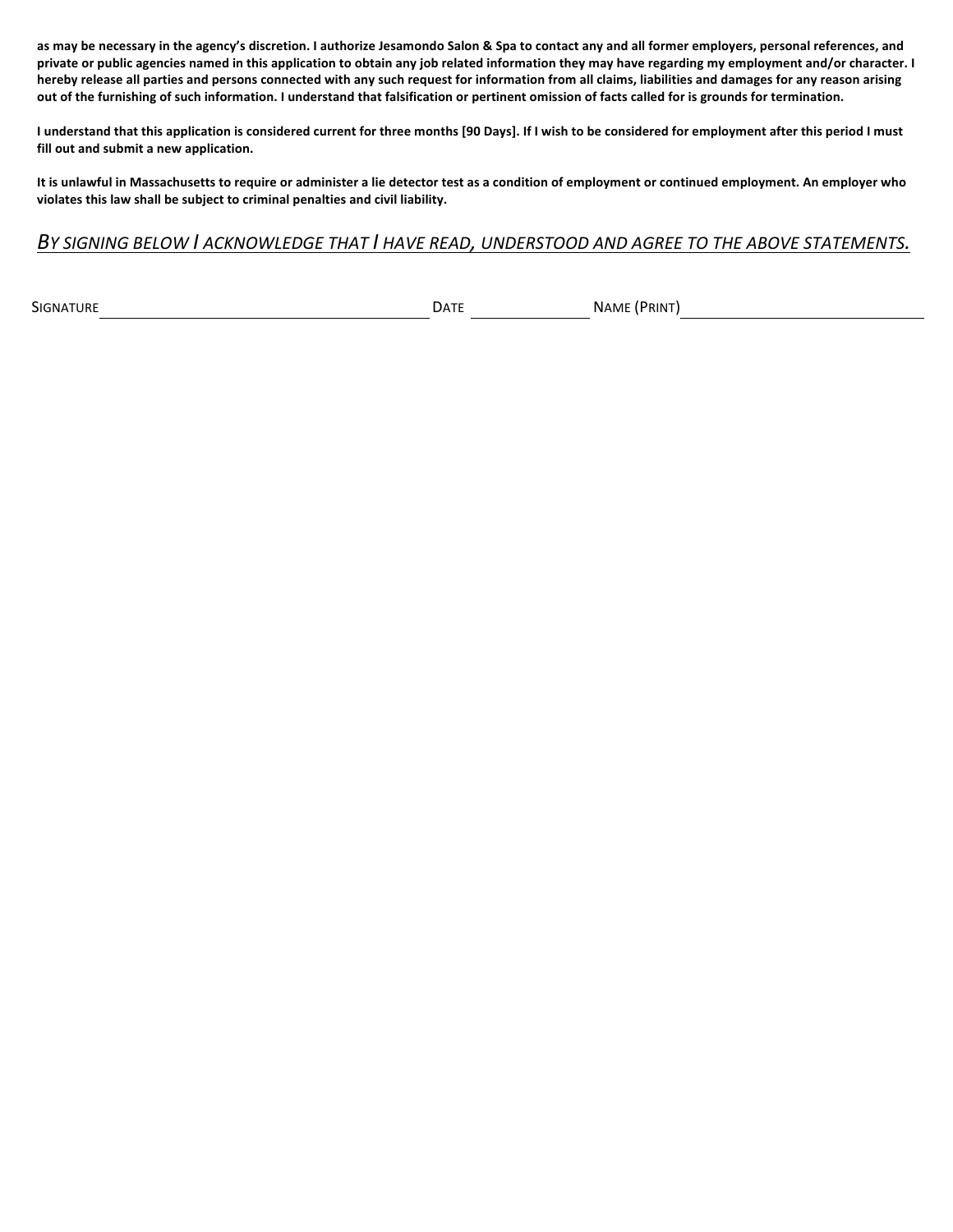**as may be necessary in the agency's discretion. I authorize Jesamondo Salon & Spa to contact any and all former employers, personal references, and private or public agencies named in this application to obtain any job related information they may have regarding my employment and/or character. I hereby release all parties and persons connected with any such request for information from all claims, liabilities and damages for any reason arising out of the furnishing of such information. I understand that falsification or pertinent omission of facts called for is grounds for termination.**

**I understand that this application is considered current for three months [90 Days]. If I wish to be considered for employment after this period I must fill out and submit a new application.**

**It is unlawful in Massachusetts to require or administer a lie detector test as a condition of employment or continued employment. An employer who violates this law shall be subject to criminal penalties and civil liability.**

*<u>BY SIGNING BELOW I ACKNOWLEDGE THAT I HAVE READ, UNDERSTOOD AND AGREE TO THE ABOVE STATEMENTS.</u>*

SIGNATURE ______________________________ DATE ____________ NAME (PRINT) ______________________